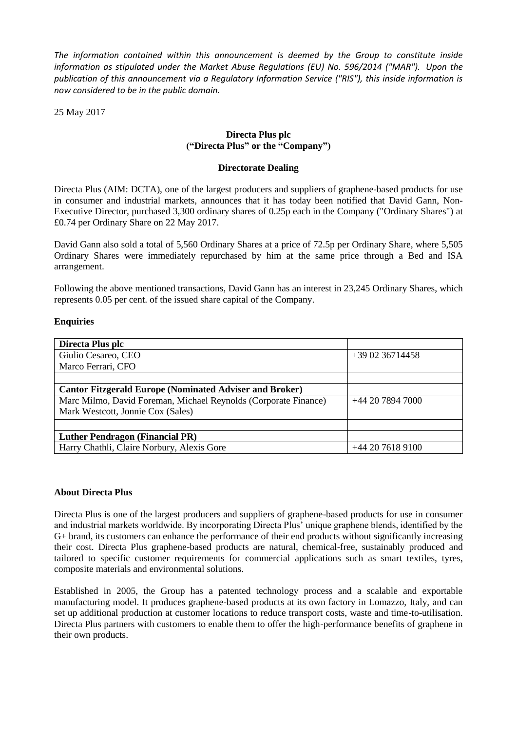*The information contained within this announcement is deemed by the Group to constitute inside information as stipulated under the Market Abuse Regulations (EU) No. 596/2014 ("MAR"). Upon the publication of this announcement via a Regulatory Information Service ("RIS"), this inside information is now considered to be in the public domain.*

25 May 2017

**Directa Plus plc**
**("Directa Plus" or the "Company")**

**Directorate Dealing**

Directa Plus (AIM: DCTA), one of the largest producers and suppliers of graphene-based products for use in consumer and industrial markets, announces that it has today been notified that David Gann, Non-Executive Director, purchased 3,300 ordinary shares of 0.25p each in the Company ("Ordinary Shares") at £0.74 per Ordinary Share on 22 May 2017.

David Gann also sold a total of 5,560 Ordinary Shares at a price of 72.5p per Ordinary Share, where 5,505 Ordinary Shares were immediately repurchased by him at the same price through a Bed and ISA arrangement.

Following the above mentioned transactions, David Gann has an interest in 23,245 Ordinary Shares, which represents 0.05 per cent. of the issued share capital of the Company.

**Enquiries**

| | |
|---|---|
| **Directa Plus plc** | |
| Giulio Cesareo, CEO<br>Marco Ferrari, CFO | +39 02 36714458 |
| | |
| **Cantor Fitzgerald Europe (Nominated Adviser and Broker)** | |
| Marc Milmo, David Foreman, Michael Reynolds (Corporate Finance)<br>Mark Westcott, Jonnie Cox (Sales) | +44 20 7894 7000 |
| | |
| **Luther Pendragon (Financial PR)** | |
| Harry Chathli, Claire Norbury, Alexis Gore | +44 20 7618 9100 |

**About Directa Plus**

Directa Plus is one of the largest producers and suppliers of graphene-based products for use in consumer and industrial markets worldwide. By incorporating Directa Plus' unique graphene blends, identified by the G+ brand, its customers can enhance the performance of their end products without significantly increasing their cost. Directa Plus graphene-based products are natural, chemical-free, sustainably produced and tailored to specific customer requirements for commercial applications such as smart textiles, tyres, composite materials and environmental solutions.

Established in 2005, the Group has a patented technology process and a scalable and exportable manufacturing model. It produces graphene-based products at its own factory in Lomazzo, Italy, and can set up additional production at customer locations to reduce transport costs, waste and time-to-utilisation. Directa Plus partners with customers to enable them to offer the high-performance benefits of graphene in their own products.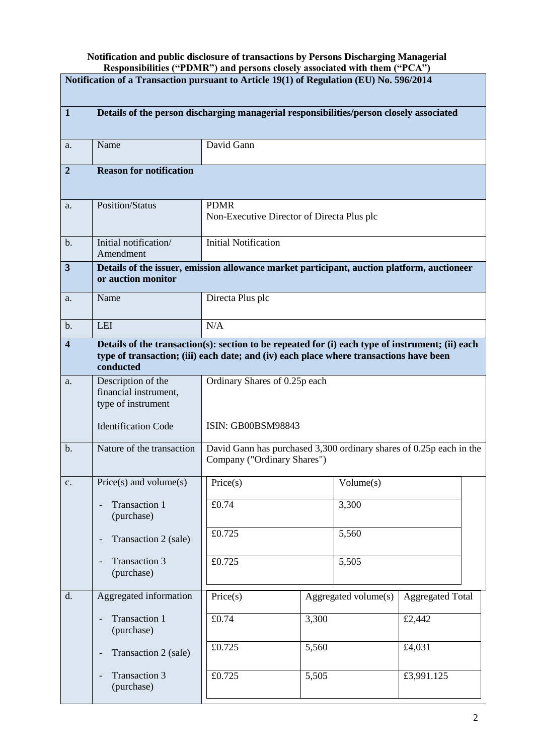**Notification and public disclosure of transactions by Persons Discharging Managerial Responsibilities ("PDMR") and persons closely associated with them ("PCA")**

| **Notification of a Transaction pursuant to Article 19(1) of Regulation (EU) No. 596/2014** | | |
|---|---|---|
| **1** | **Details of the person discharging managerial responsibilities/person closely associated** | |
| a. | Name | David Gann |
| **2** | **Reason for notification** | |
| a. | Position/Status | PDMR<br>Non-Executive Director of Directa Plus plc |
| b. | Initial notification/ Amendment | Initial Notification |
| **3** | **Details of the issuer, emission allowance market participant, auction platform, auctioneer or auction monitor** | |
| a. | Name | Directa Plus plc |
| b. | LEI | N/A |
| **4** | **Details of the transaction(s): section to be repeated for (i) each type of instrument; (ii) each type of transaction; (iii) each date; and (iv) each place where transactions have been conducted** | |
| a. | Description of the financial instrument, type of instrument<br><br>Identification Code | Ordinary Shares of 0.25p each<br><br>ISIN: GB00BSM98843 |
| b. | Nature of the transaction | David Gann has purchased 3,300 ordinary shares of 0.25p each in the Company ("Ordinary Shares") |
| c. | Price(s) and volume(s) | See table below |
| d. | Aggregated information | See table below |

**c. Price(s) and volume(s)**

| | Price(s) | Volume(s) |
|---|---|---|
| Transaction 1 (purchase) | £0.74 | 3,300 |
| Transaction 2 (sale) | £0.725 | 5,560 |
| Transaction 3 (purchase) | £0.725 | 5,505 |

**d. Aggregated information**

| | Price(s) | Aggregated volume(s) | Aggregated Total |
|---|---|---|---|
| Transaction 1 (purchase) | £0.74 | 3,300 | £2,442 |
| Transaction 2 (sale) | £0.725 | 5,560 | £4,031 |
| Transaction 3 (purchase) | £0.725 | 5,505 | £3,991.125 |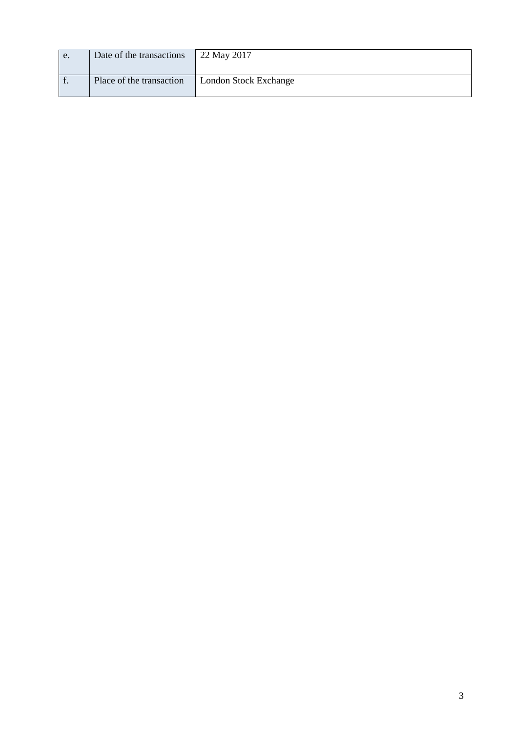| | | |
|---|---|---|
| e. | Date of the transactions | 22 May 2017 |
| f. | Place of the transaction | London Stock Exchange |